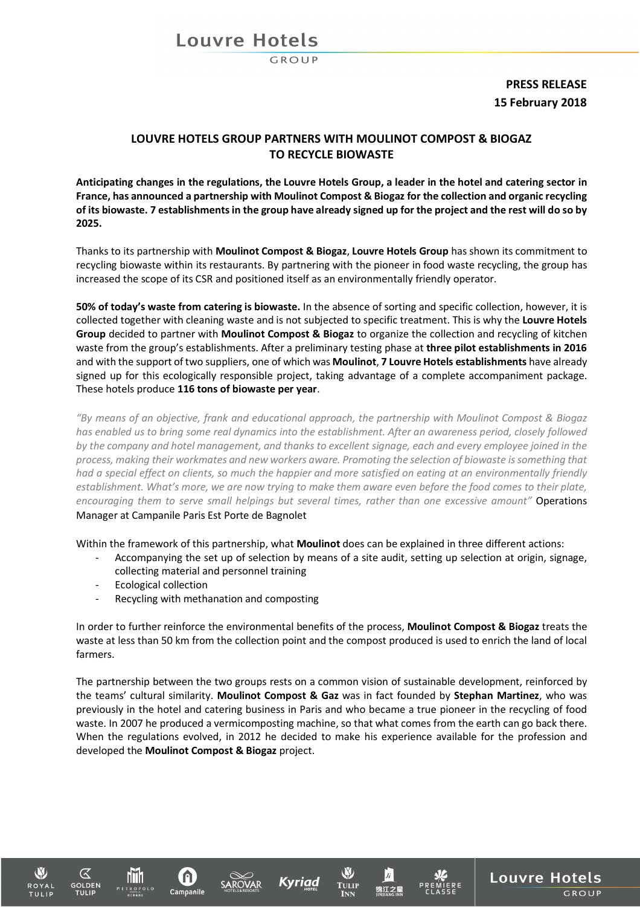**PRESS RELEASE**
**15 February 2018**

## LOUVRE HOTELS GROUP PARTNERS WITH MOULINOT COMPOST & BIOGAZ TO RECYCLE BIOWASTE

**Anticipating changes in the regulations, the Louvre Hotels Group, a leader in the hotel and catering sector in France, has announced a partnership with Moulinot Compost & Biogaz for the collection and organic recycling of its biowaste. 7 establishments in the group have already signed up for the project and the rest will do so by 2025.**

Thanks to its partnership with **Moulinot Compost & Biogaz**, **Louvre Hotels Group** has shown its commitment to recycling biowaste within its restaurants. By partnering with the pioneer in food waste recycling, the group has increased the scope of its CSR and positioned itself as an environmentally friendly operator.

**50% of today's waste from catering is biowaste.** In the absence of sorting and specific collection, however, it is collected together with cleaning waste and is not subjected to specific treatment. This is why the **Louvre Hotels Group** decided to partner with **Moulinot Compost & Biogaz** to organize the collection and recycling of kitchen waste from the group's establishments. After a preliminary testing phase at **three pilot establishments in 2016** and with the support of two suppliers, one of which was **Moulinot**, **7 Louvre Hotels establishments** have already signed up for this ecologically responsible project, taking advantage of a complete accompaniment package. These hotels produce **116 tons of biowaste per year**.

*"By means of an objective, frank and educational approach, the partnership with Moulinot Compost & Biogaz has enabled us to bring some real dynamics into the establishment. After an awareness period, closely followed by the company and hotel management, and thanks to excellent signage, each and every employee joined in the process, making their workmates and new workers aware. Promoting the selection of biowaste is something that had a special effect on clients, so much the happier and more satisfied on eating at an environmentally friendly establishment. What's more, we are now trying to make them aware even before the food comes to their plate, encouraging them to serve small helpings but several times, rather than one excessive amount"* Operations Manager at Campanile Paris Est Porte de Bagnolet

Within the framework of this partnership, what **Moulinot** does can be explained in three different actions:

- Accompanying the set up of selection by means of a site audit, setting up selection at origin, signage, collecting material and personnel training
- Ecological collection
- Recycling with methanation and composting

In order to further reinforce the environmental benefits of the process, **Moulinot Compost & Biogaz** treats the waste at less than 50 km from the collection point and the compost produced is used to enrich the land of local farmers.

The partnership between the two groups rests on a common vision of sustainable development, reinforced by the teams' cultural similarity. **Moulinot Compost & Gaz** was in fact founded by **Stephan Martinez**, who was previously in the hotel and catering business in Paris and who became a true pioneer in the recycling of food waste. In 2007 he produced a vermicomposting machine, so that what comes from the earth can go back there. When the regulations evolved, in 2012 he decided to make his experience available for the profession and developed the **Moulinot Compost & Biogaz** project.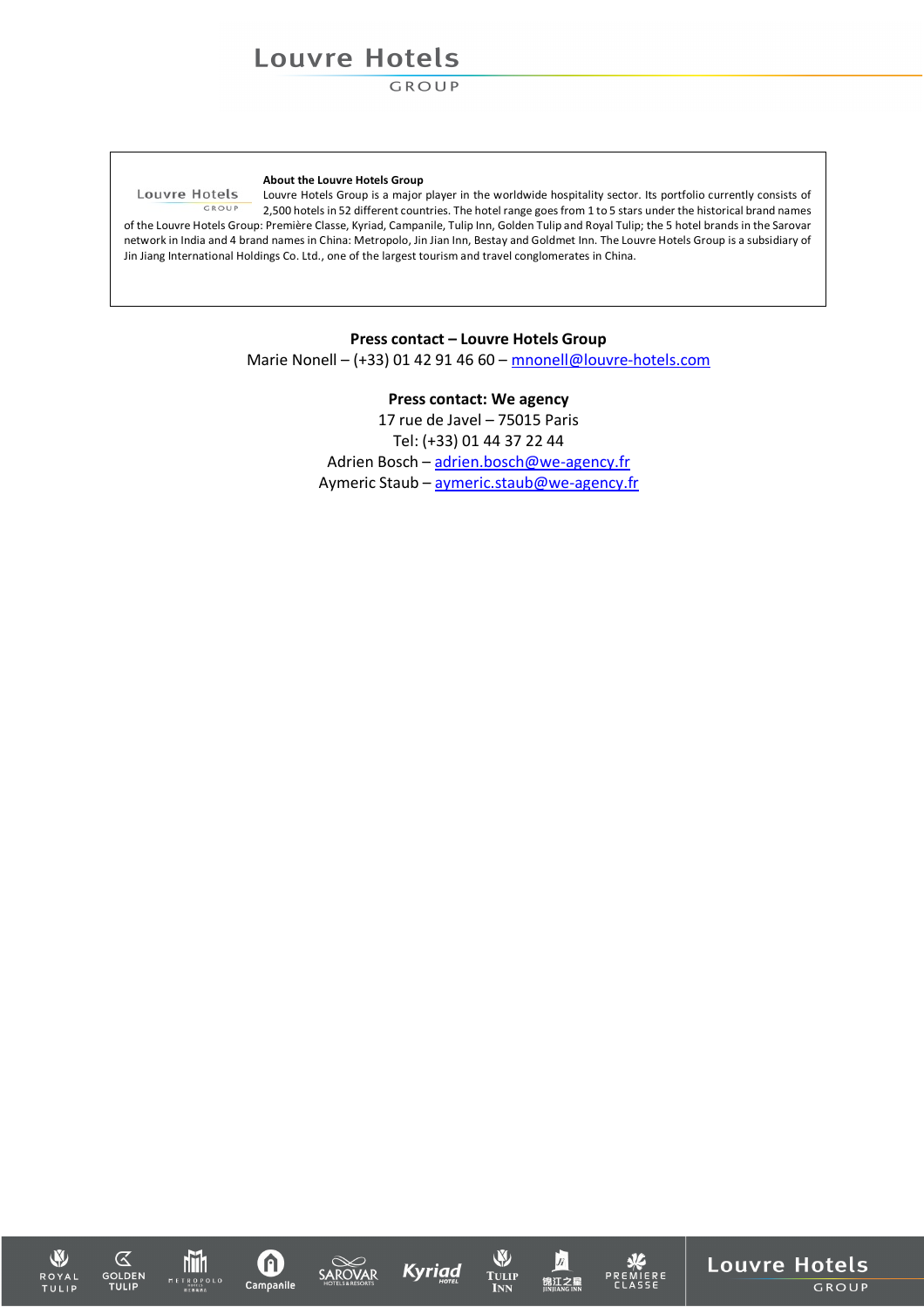**About the Louvre Hotels Group**

Louvre Hotels Group is a major player in the worldwide hospitality sector. Its portfolio currently consists of 2,500 hotels in 52 different countries. The hotel range goes from 1 to 5 stars under the historical brand names of the Louvre Hotels Group: Première Classe, Kyriad, Campanile, Tulip Inn, Golden Tulip and Royal Tulip; the 5 hotel brands in the Sarovar network in India and 4 brand names in China: Metropolo, Jin Jian Inn, Bestay and Goldmet Inn. The Louvre Hotels Group is a subsidiary of Jin Jiang International Holdings Co. Ltd., one of the largest tourism and travel conglomerates in China.

**Press contact – Louvre Hotels Group**

Marie Nonell – (+33) 01 42 91 46 60 – mnonell@louvre-hotels.com

**Press contact: We agency**

17 rue de Javel – 75015 Paris

Tel: (+33) 01 44 37 22 44

Adrien Bosch – adrien.bosch@we-agency.fr

Aymeric Staub – aymeric.staub@we-agency.fr